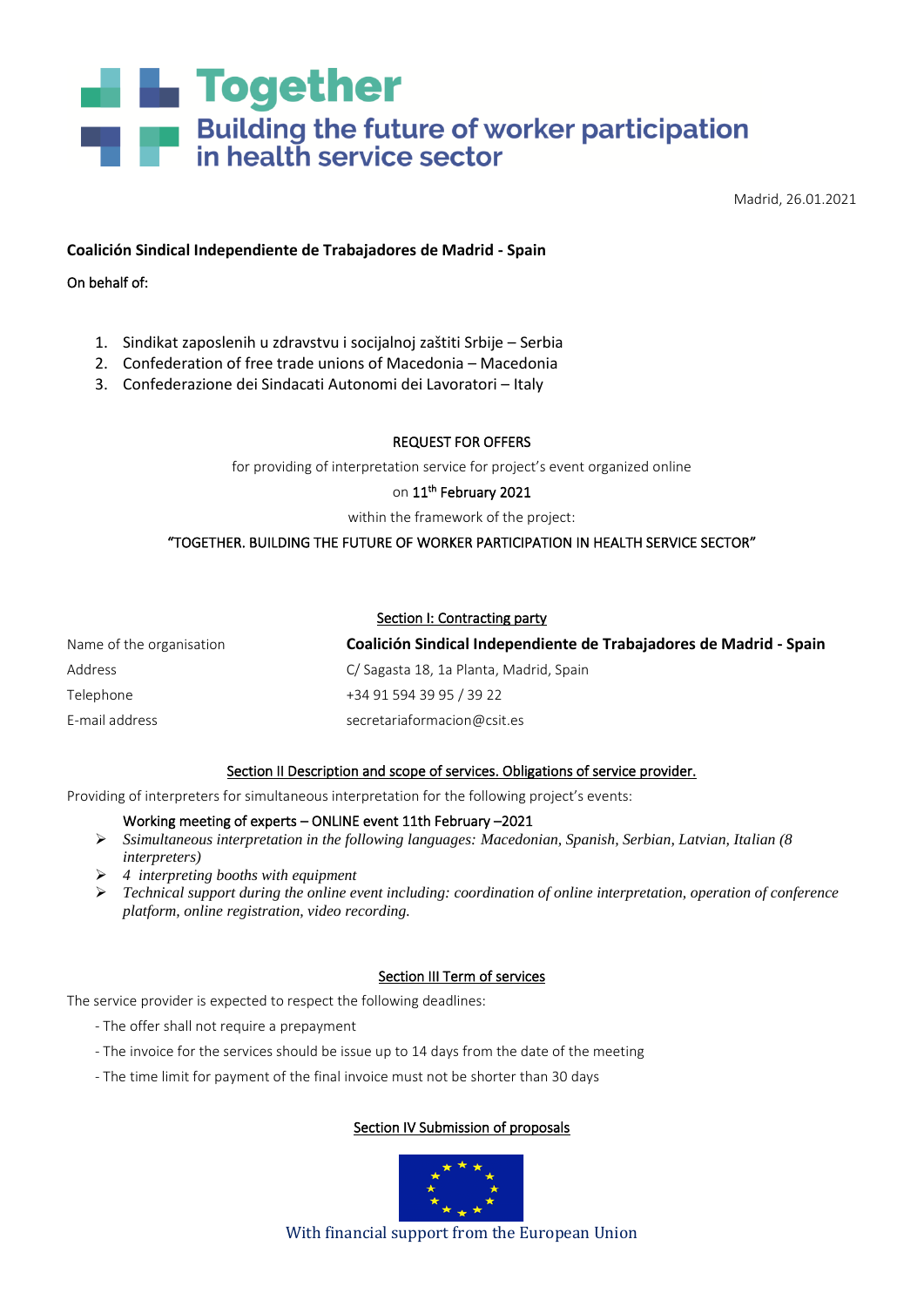# Together

## Building the future of worker participation in health service sector

Madrid, 26.01.2021

**Coalición Sindical Independiente de Trabajadores de Madrid - Spain**

On behalf of:

1. Sindikat zaposlenih u zdravstvu i socijalnoj zaštiti Srbije – Serbia
2. Confederation of free trade unions of Macedonia – Macedonia
3. Confederazione dei Sindacati Autonomi dei Lavoratori – Italy

REQUEST FOR OFFERS

for providing of interpretation service for project's event organized online

on 11th February 2021

within the framework of the project:

"TOGETHER. BUILDING THE FUTURE OF WORKER PARTICIPATION IN HEALTH SERVICE SECTOR"

Section I: Contracting party

| | |
|---|---|
| Name of the organisation | **Coalición Sindical Independiente de Trabajadores de Madrid - Spain** |
| Address | C/ Sagasta 18, 1a Planta, Madrid, Spain |
| Telephone | +34 91 594 39 95 / 39 22 |
| E-mail address | secretariaformacion@csit.es |

Section II Description and scope of services. Obligations of service provider.

Providing of interpreters for simultaneous interpretation for the following project's events:

Working meeting of experts – ONLINE event 11th February –2021

- *Ssimultaneous interpretation in the following languages: Macedonian, Spanish, Serbian, Latvian, Italian (8 interpreters)*
- *4 interpreting booths with equipment*
- *Technical support during the online event including: coordination of online interpretation, operation of conference platform, online registration, video recording.*

Section III Term of services

The service provider is expected to respect the following deadlines:

- The offer shall not require a prepayment
- The invoice for the services should be issue up to 14 days from the date of the meeting
- The time limit for payment of the final invoice must not be shorter than 30 days

Section IV Submission of proposals

With financial support from the European Union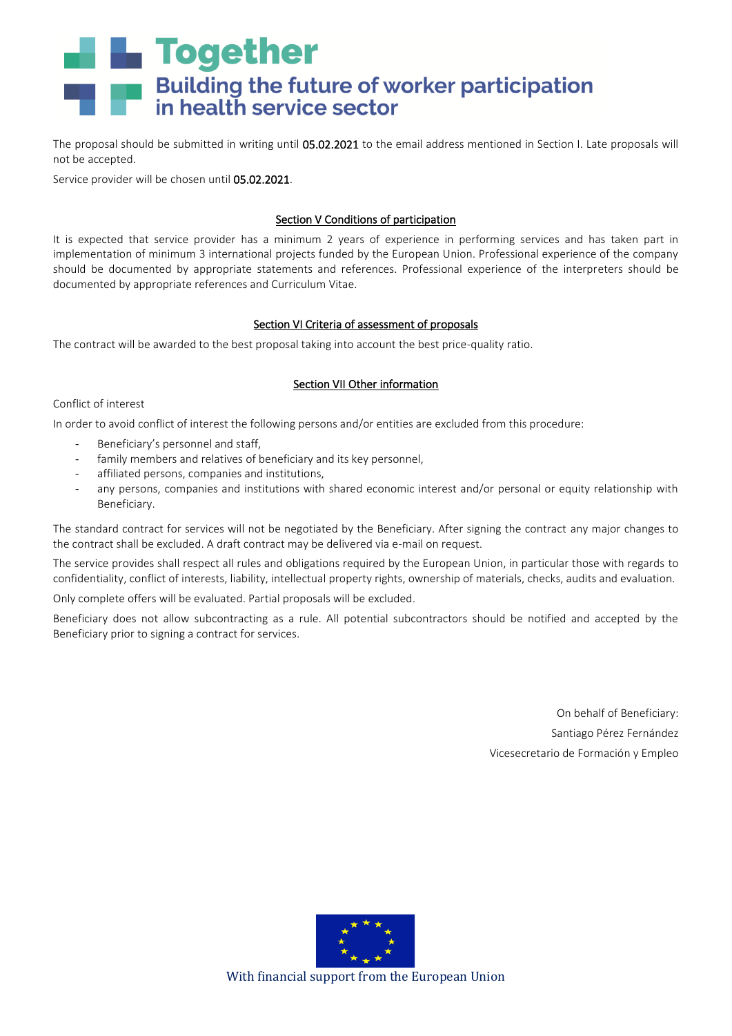# Together
## Building the future of worker participation in health service sector

The proposal should be submitted in writing until 05.02.2021 to the email address mentioned in Section I. Late proposals will not be accepted.

Service provider will be chosen until 05.02.2021.

### Section V Conditions of participation

It is expected that service provider has a minimum 2 years of experience in performing services and has taken part in implementation of minimum 3 international projects funded by the European Union. Professional experience of the company should be documented by appropriate statements and references. Professional experience of the interpreters should be documented by appropriate references and Curriculum Vitae.

### Section VI Criteria of assessment of proposals

The contract will be awarded to the best proposal taking into account the best price-quality ratio.

### Section VII Other information

Conflict of interest

In order to avoid conflict of interest the following persons and/or entities are excluded from this procedure:

- Beneficiary's personnel and staff,
- family members and relatives of beneficiary and its key personnel,
- affiliated persons, companies and institutions,
- any persons, companies and institutions with shared economic interest and/or personal or equity relationship with Beneficiary.

The standard contract for services will not be negotiated by the Beneficiary. After signing the contract any major changes to the contract shall be excluded. A draft contract may be delivered via e-mail on request.

The service provides shall respect all rules and obligations required by the European Union, in particular those with regards to confidentiality, conflict of interests, liability, intellectual property rights, ownership of materials, checks, audits and evaluation.

Only complete offers will be evaluated. Partial proposals will be excluded.

Beneficiary does not allow subcontracting as a rule. All potential subcontractors should be notified and accepted by the Beneficiary prior to signing a contract for services.

On behalf of Beneficiary:
Santiago Pérez Fernández
Vicesecretario de Formación y Empleo

With financial support from the European Union